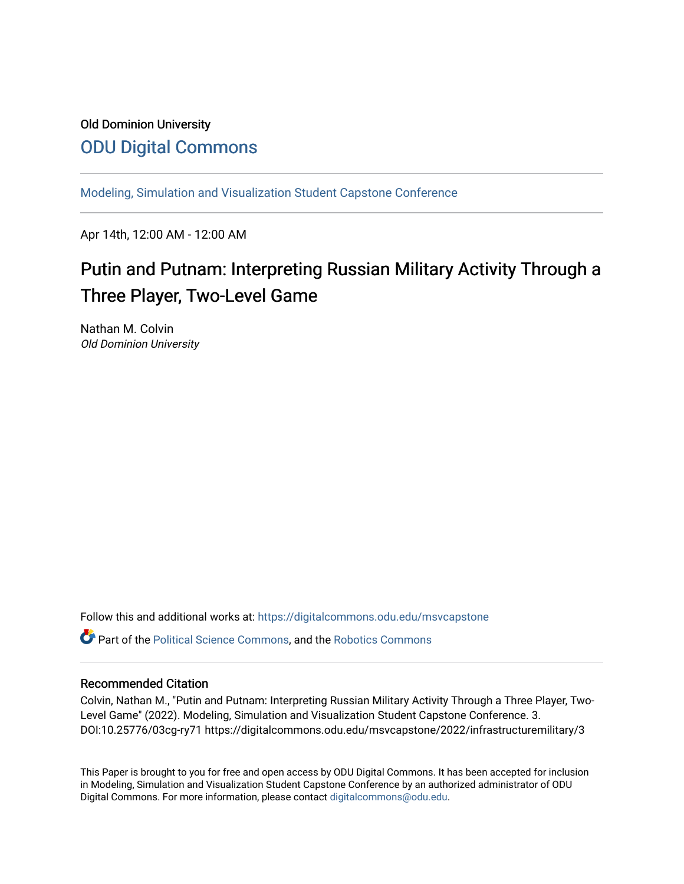Old Dominion University

# ODU Digital Commons

Modeling, Simulation and Visualization Student Capstone Conference

Apr 14th, 12:00 AM - 12:00 AM

# Putin and Putnam: Interpreting Russian Military Activity Through a Three Player, Two-Level Game

Nathan M. Colvin
*Old Dominion University*

Follow this and additional works at: https://digitalcommons.odu.edu/msvcapstone

Part of the Political Science Commons, and the Robotics Commons

## Recommended Citation

Colvin, Nathan M., "Putin and Putnam: Interpreting Russian Military Activity Through a Three Player, Two-Level Game" (2022). Modeling, Simulation and Visualization Student Capstone Conference. 3. DOI:10.25776/03cg-ry71 https://digitalcommons.odu.edu/msvcapstone/2022/infrastructuremilitary/3

This Paper is brought to you for free and open access by ODU Digital Commons. It has been accepted for inclusion in Modeling, Simulation and Visualization Student Capstone Conference by an authorized administrator of ODU Digital Commons. For more information, please contact digitalcommons@odu.edu.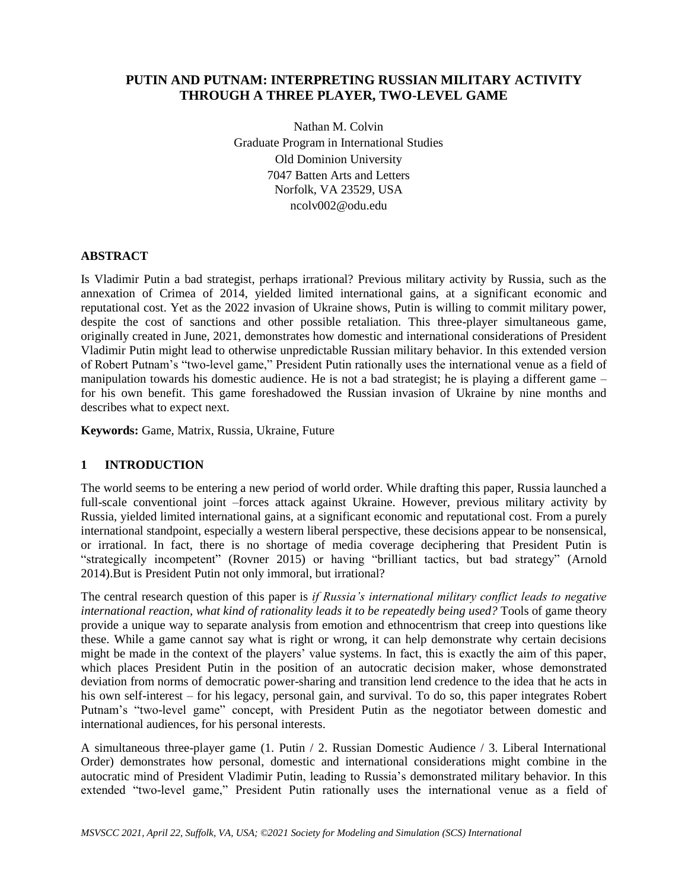# PUTIN AND PUTNAM: INTERPRETING RUSSIAN MILITARY ACTIVITY THROUGH A THREE PLAYER, TWO-LEVEL GAME

Nathan M. Colvin
Graduate Program in International Studies
Old Dominion University
7047 Batten Arts and Letters
Norfolk, VA 23529, USA
ncolv002@odu.edu

## ABSTRACT

Is Vladimir Putin a bad strategist, perhaps irrational? Previous military activity by Russia, such as the annexation of Crimea of 2014, yielded limited international gains, at a significant economic and reputational cost. Yet as the 2022 invasion of Ukraine shows, Putin is willing to commit military power, despite the cost of sanctions and other possible retaliation. This three-player simultaneous game, originally created in June, 2021, demonstrates how domestic and international considerations of President Vladimir Putin might lead to otherwise unpredictable Russian military behavior. In this extended version of Robert Putnam's "two-level game," President Putin rationally uses the international venue as a field of manipulation towards his domestic audience. He is not a bad strategist; he is playing a different game – for his own benefit. This game foreshadowed the Russian invasion of Ukraine by nine months and describes what to expect next.

**Keywords:** Game, Matrix, Russia, Ukraine, Future

## 1 INTRODUCTION

The world seems to be entering a new period of world order. While drafting this paper, Russia launched a full-scale conventional joint –forces attack against Ukraine. However, previous military activity by Russia, yielded limited international gains, at a significant economic and reputational cost. From a purely international standpoint, especially a western liberal perspective, these decisions appear to be nonsensical, or irrational. In fact, there is no shortage of media coverage deciphering that President Putin is "strategically incompetent" (Rovner 2015) or having "brilliant tactics, but bad strategy" (Arnold 2014).But is President Putin not only immoral, but irrational?

The central research question of this paper is *if Russia's international military conflict leads to negative international reaction, what kind of rationality leads it to be repeatedly being used?* Tools of game theory provide a unique way to separate analysis from emotion and ethnocentrism that creep into questions like these. While a game cannot say what is right or wrong, it can help demonstrate why certain decisions might be made in the context of the players' value systems. In fact, this is exactly the aim of this paper, which places President Putin in the position of an autocratic decision maker, whose demonstrated deviation from norms of democratic power-sharing and transition lend credence to the idea that he acts in his own self-interest – for his legacy, personal gain, and survival. To do so, this paper integrates Robert Putnam's "two-level game" concept, with President Putin as the negotiator between domestic and international audiences, for his personal interests.

A simultaneous three-player game (1. Putin / 2. Russian Domestic Audience / 3. Liberal International Order) demonstrates how personal, domestic and international considerations might combine in the autocratic mind of President Vladimir Putin, leading to Russia's demonstrated military behavior. In this extended "two-level game," President Putin rationally uses the international venue as a field of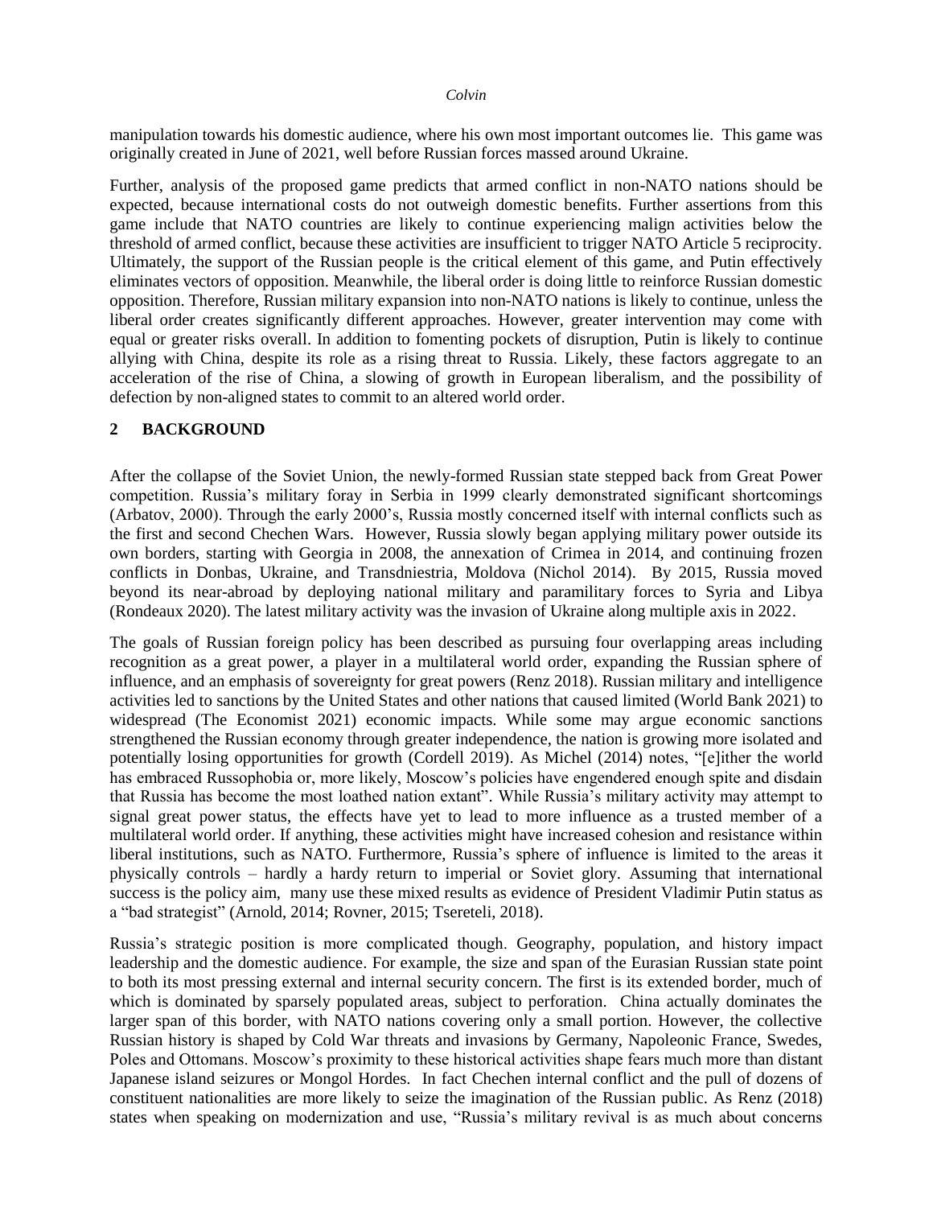manipulation towards his domestic audience, where his own most important outcomes lie. This game was originally created in June of 2021, well before Russian forces massed around Ukraine.

Further, analysis of the proposed game predicts that armed conflict in non-NATO nations should be expected, because international costs do not outweigh domestic benefits. Further assertions from this game include that NATO countries are likely to continue experiencing malign activities below the threshold of armed conflict, because these activities are insufficient to trigger NATO Article 5 reciprocity. Ultimately, the support of the Russian people is the critical element of this game, and Putin effectively eliminates vectors of opposition. Meanwhile, the liberal order is doing little to reinforce Russian domestic opposition. Therefore, Russian military expansion into non-NATO nations is likely to continue, unless the liberal order creates significantly different approaches. However, greater intervention may come with equal or greater risks overall. In addition to fomenting pockets of disruption, Putin is likely to continue allying with China, despite its role as a rising threat to Russia. Likely, these factors aggregate to an acceleration of the rise of China, a slowing of growth in European liberalism, and the possibility of defection by non-aligned states to commit to an altered world order.

## 2 BACKGROUND

After the collapse of the Soviet Union, the newly-formed Russian state stepped back from Great Power competition. Russia's military foray in Serbia in 1999 clearly demonstrated significant shortcomings (Arbatov, 2000). Through the early 2000's, Russia mostly concerned itself with internal conflicts such as the first and second Chechen Wars. However, Russia slowly began applying military power outside its own borders, starting with Georgia in 2008, the annexation of Crimea in 2014, and continuing frozen conflicts in Donbas, Ukraine, and Transdniestria, Moldova (Nichol 2014). By 2015, Russia moved beyond its near-abroad by deploying national military and paramilitary forces to Syria and Libya (Rondeaux 2020). The latest military activity was the invasion of Ukraine along multiple axis in 2022.

The goals of Russian foreign policy has been described as pursuing four overlapping areas including recognition as a great power, a player in a multilateral world order, expanding the Russian sphere of influence, and an emphasis of sovereignty for great powers (Renz 2018). Russian military and intelligence activities led to sanctions by the United States and other nations that caused limited (World Bank 2021) to widespread (The Economist 2021) economic impacts. While some may argue economic sanctions strengthened the Russian economy through greater independence, the nation is growing more isolated and potentially losing opportunities for growth (Cordell 2019). As Michel (2014) notes, "[e]ither the world has embraced Russophobia or, more likely, Moscow's policies have engendered enough spite and disdain that Russia has become the most loathed nation extant". While Russia's military activity may attempt to signal great power status, the effects have yet to lead to more influence as a trusted member of a multilateral world order. If anything, these activities might have increased cohesion and resistance within liberal institutions, such as NATO. Furthermore, Russia's sphere of influence is limited to the areas it physically controls – hardly a hardy return to imperial or Soviet glory. Assuming that international success is the policy aim, many use these mixed results as evidence of President Vladimir Putin status as a "bad strategist" (Arnold, 2014; Rovner, 2015; Tsereteli, 2018).

Russia's strategic position is more complicated though. Geography, population, and history impact leadership and the domestic audience. For example, the size and span of the Eurasian Russian state point to both its most pressing external and internal security concern. The first is its extended border, much of which is dominated by sparsely populated areas, subject to perforation. China actually dominates the larger span of this border, with NATO nations covering only a small portion. However, the collective Russian history is shaped by Cold War threats and invasions by Germany, Napoleonic France, Swedes, Poles and Ottomans. Moscow's proximity to these historical activities shape fears much more than distant Japanese island seizures or Mongol Hordes. In fact Chechen internal conflict and the pull of dozens of constituent nationalities are more likely to seize the imagination of the Russian public. As Renz (2018) states when speaking on modernization and use, "Russia's military revival is as much about concerns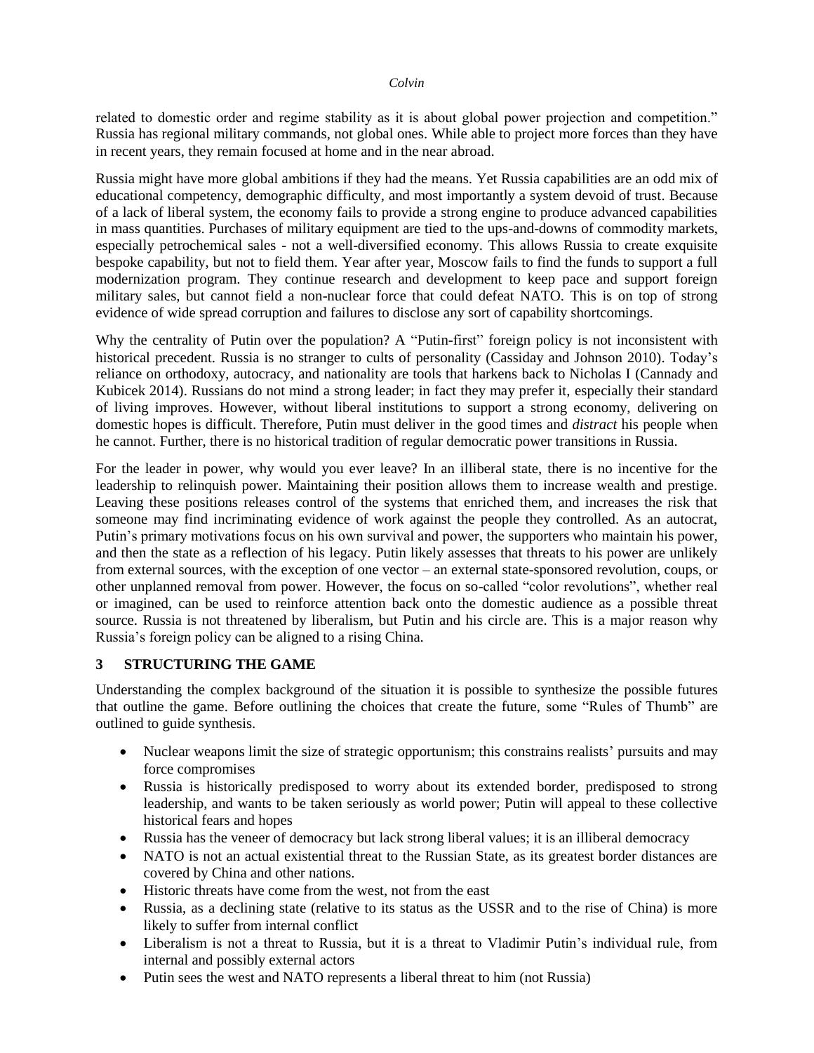related to domestic order and regime stability as it is about global power projection and competition." Russia has regional military commands, not global ones. While able to project more forces than they have in recent years, they remain focused at home and in the near abroad.

Russia might have more global ambitions if they had the means. Yet Russia capabilities are an odd mix of educational competency, demographic difficulty, and most importantly a system devoid of trust. Because of a lack of liberal system, the economy fails to provide a strong engine to produce advanced capabilities in mass quantities. Purchases of military equipment are tied to the ups-and-downs of commodity markets, especially petrochemical sales - not a well-diversified economy. This allows Russia to create exquisite bespoke capability, but not to field them. Year after year, Moscow fails to find the funds to support a full modernization program. They continue research and development to keep pace and support foreign military sales, but cannot field a non-nuclear force that could defeat NATO. This is on top of strong evidence of wide spread corruption and failures to disclose any sort of capability shortcomings.

Why the centrality of Putin over the population? A "Putin-first" foreign policy is not inconsistent with historical precedent. Russia is no stranger to cults of personality (Cassiday and Johnson 2010). Today's reliance on orthodoxy, autocracy, and nationality are tools that harkens back to Nicholas I (Cannady and Kubicek 2014). Russians do not mind a strong leader; in fact they may prefer it, especially their standard of living improves. However, without liberal institutions to support a strong economy, delivering on domestic hopes is difficult. Therefore, Putin must deliver in the good times and *distract* his people when he cannot. Further, there is no historical tradition of regular democratic power transitions in Russia.

For the leader in power, why would you ever leave? In an illiberal state, there is no incentive for the leadership to relinquish power. Maintaining their position allows them to increase wealth and prestige. Leaving these positions releases control of the systems that enriched them, and increases the risk that someone may find incriminating evidence of work against the people they controlled. As an autocrat, Putin's primary motivations focus on his own survival and power, the supporters who maintain his power, and then the state as a reflection of his legacy. Putin likely assesses that threats to his power are unlikely from external sources, with the exception of one vector – an external state-sponsored revolution, coups, or other unplanned removal from power. However, the focus on so-called "color revolutions", whether real or imagined, can be used to reinforce attention back onto the domestic audience as a possible threat source. Russia is not threatened by liberalism, but Putin and his circle are. This is a major reason why Russia's foreign policy can be aligned to a rising China.

## 3 STRUCTURING THE GAME

Understanding the complex background of the situation it is possible to synthesize the possible futures that outline the game. Before outlining the choices that create the future, some "Rules of Thumb" are outlined to guide synthesis.

- Nuclear weapons limit the size of strategic opportunism; this constrains realists' pursuits and may force compromises
- Russia is historically predisposed to worry about its extended border, predisposed to strong leadership, and wants to be taken seriously as world power; Putin will appeal to these collective historical fears and hopes
- Russia has the veneer of democracy but lack strong liberal values; it is an illiberal democracy
- NATO is not an actual existential threat to the Russian State, as its greatest border distances are covered by China and other nations.
- Historic threats have come from the west, not from the east
- Russia, as a declining state (relative to its status as the USSR and to the rise of China) is more likely to suffer from internal conflict
- Liberalism is not a threat to Russia, but it is a threat to Vladimir Putin's individual rule, from internal and possibly external actors
- Putin sees the west and NATO represents a liberal threat to him (not Russia)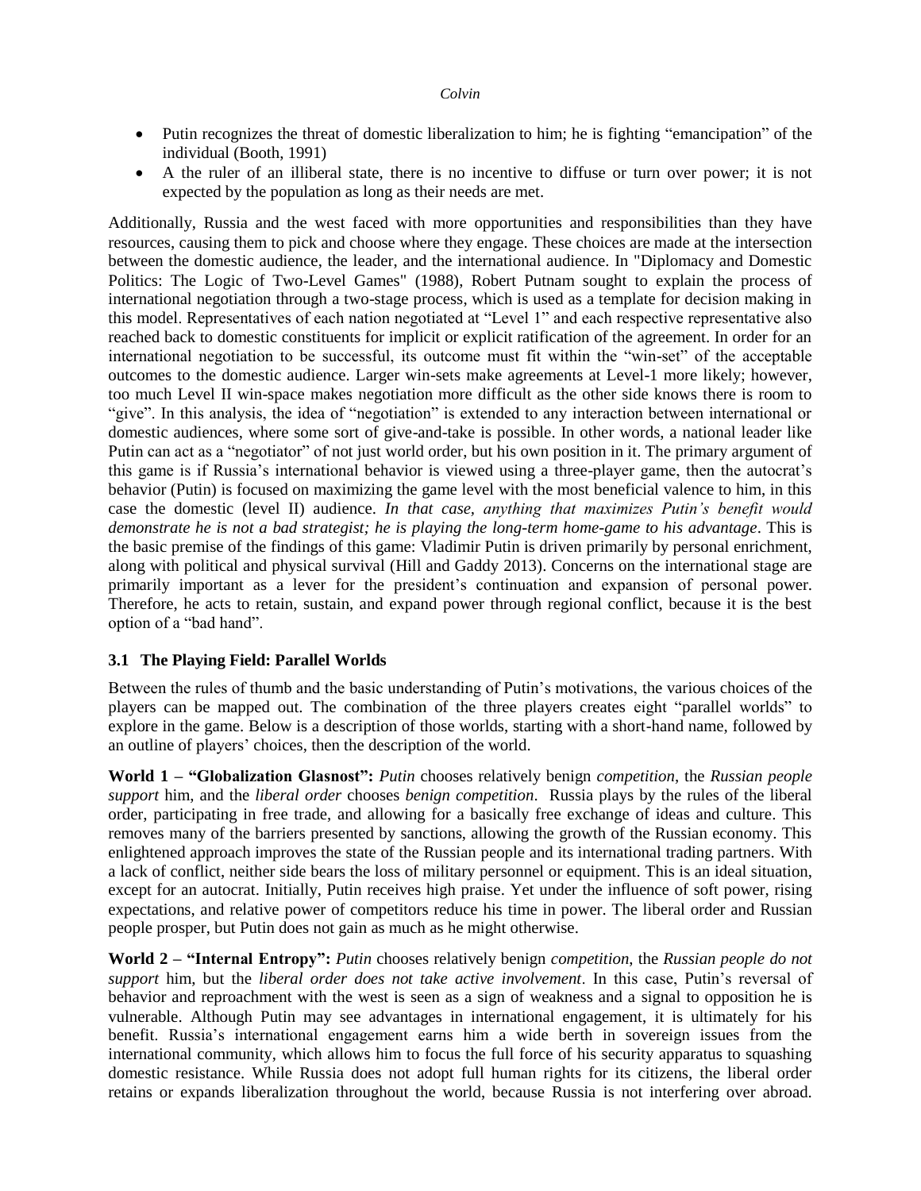- Putin recognizes the threat of domestic liberalization to him; he is fighting "emancipation" of the individual (Booth, 1991)
- A the ruler of an illiberal state, there is no incentive to diffuse or turn over power; it is not expected by the population as long as their needs are met.

Additionally, Russia and the west faced with more opportunities and responsibilities than they have resources, causing them to pick and choose where they engage. These choices are made at the intersection between the domestic audience, the leader, and the international audience. In "Diplomacy and Domestic Politics: The Logic of Two-Level Games" (1988), Robert Putnam sought to explain the process of international negotiation through a two-stage process, which is used as a template for decision making in this model. Representatives of each nation negotiated at "Level 1" and each respective representative also reached back to domestic constituents for implicit or explicit ratification of the agreement. In order for an international negotiation to be successful, its outcome must fit within the "win-set" of the acceptable outcomes to the domestic audience. Larger win-sets make agreements at Level-1 more likely; however, too much Level II win-space makes negotiation more difficult as the other side knows there is room to "give". In this analysis, the idea of "negotiation" is extended to any interaction between international or domestic audiences, where some sort of give-and-take is possible. In other words, a national leader like Putin can act as a "negotiator" of not just world order, but his own position in it. The primary argument of this game is if Russia's international behavior is viewed using a three-player game, then the autocrat's behavior (Putin) is focused on maximizing the game level with the most beneficial valence to him, in this case the domestic (level II) audience. *In that case, anything that maximizes Putin's benefit would demonstrate he is not a bad strategist; he is playing the long-term home-game to his advantage*. This is the basic premise of the findings of this game: Vladimir Putin is driven primarily by personal enrichment, along with political and physical survival (Hill and Gaddy 2013). Concerns on the international stage are primarily important as a lever for the president's continuation and expansion of personal power. Therefore, he acts to retain, sustain, and expand power through regional conflict, because it is the best option of a "bad hand".

### 3.1 The Playing Field: Parallel Worlds

Between the rules of thumb and the basic understanding of Putin's motivations, the various choices of the players can be mapped out. The combination of the three players creates eight "parallel worlds" to explore in the game. Below is a description of those worlds, starting with a short-hand name, followed by an outline of players' choices, then the description of the world.

**World 1 – "Globalization Glasnost":** *Putin* chooses relatively benign *competition*, the *Russian people support* him, and the *liberal order* chooses *benign competition*. Russia plays by the rules of the liberal order, participating in free trade, and allowing for a basically free exchange of ideas and culture. This removes many of the barriers presented by sanctions, allowing the growth of the Russian economy. This enlightened approach improves the state of the Russian people and its international trading partners. With a lack of conflict, neither side bears the loss of military personnel or equipment. This is an ideal situation, except for an autocrat. Initially, Putin receives high praise. Yet under the influence of soft power, rising expectations, and relative power of competitors reduce his time in power. The liberal order and Russian people prosper, but Putin does not gain as much as he might otherwise.

**World 2 – "Internal Entropy":** *Putin* chooses relatively benign *competition*, the *Russian people do not support* him, but the *liberal order does not take active involvement*. In this case, Putin's reversal of behavior and reproachment with the west is seen as a sign of weakness and a signal to opposition he is vulnerable. Although Putin may see advantages in international engagement, it is ultimately for his benefit. Russia's international engagement earns him a wide berth in sovereign issues from the international community, which allows him to focus the full force of his security apparatus to squashing domestic resistance. While Russia does not adopt full human rights for its citizens, the liberal order retains or expands liberalization throughout the world, because Russia is not interfering over abroad.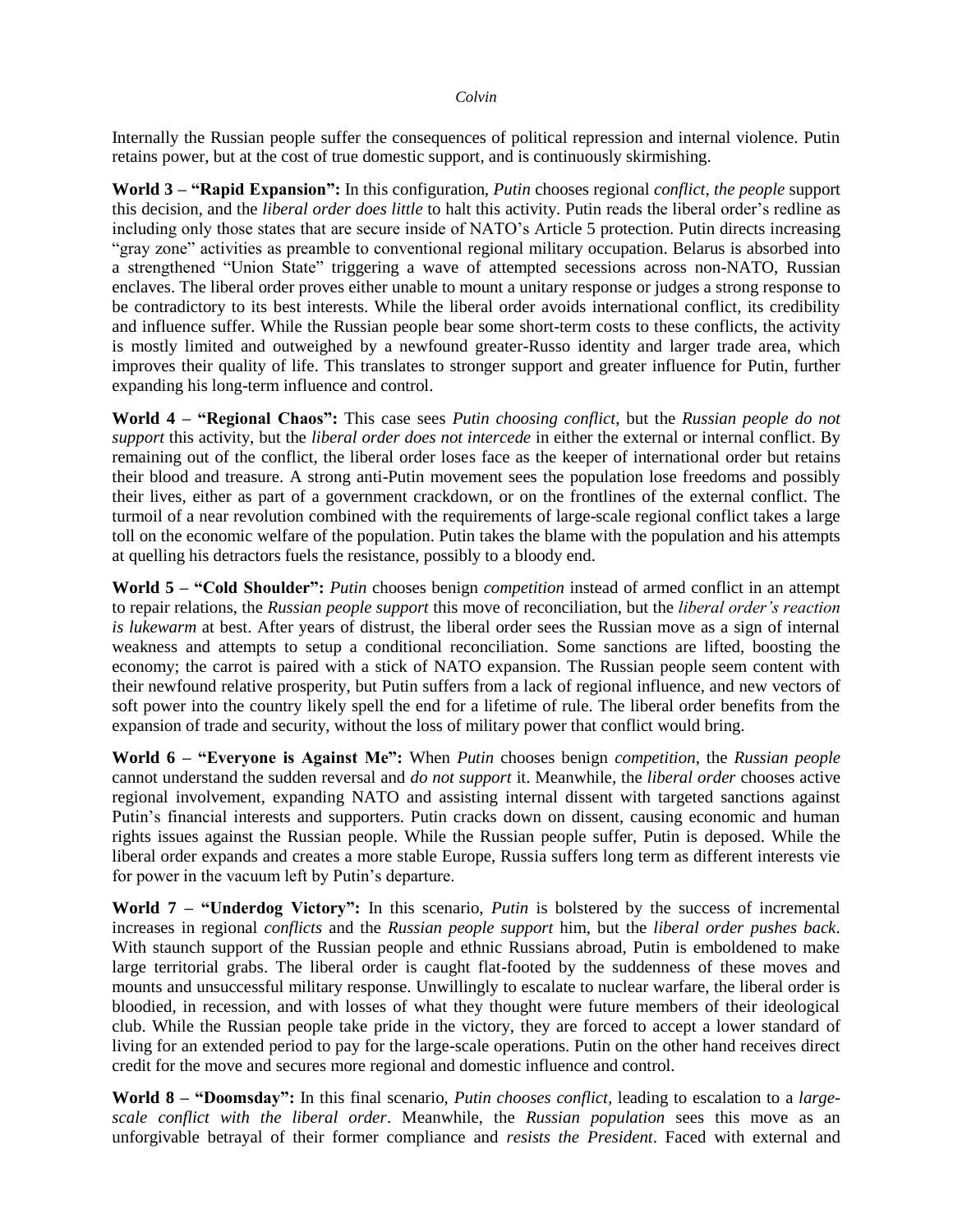Internally the Russian people suffer the consequences of political repression and internal violence. Putin retains power, but at the cost of true domestic support, and is continuously skirmishing.

**World 3 – "Rapid Expansion":** In this configuration, *Putin* chooses regional *conflict*, *the people* support this decision, and the *liberal order does little* to halt this activity. Putin reads the liberal order's redline as including only those states that are secure inside of NATO's Article 5 protection. Putin directs increasing "gray zone" activities as preamble to conventional regional military occupation. Belarus is absorbed into a strengthened "Union State" triggering a wave of attempted secessions across non-NATO, Russian enclaves. The liberal order proves either unable to mount a unitary response or judges a strong response to be contradictory to its best interests. While the liberal order avoids international conflict, its credibility and influence suffer. While the Russian people bear some short-term costs to these conflicts, the activity is mostly limited and outweighed by a newfound greater-Russo identity and larger trade area, which improves their quality of life. This translates to stronger support and greater influence for Putin, further expanding his long-term influence and control.

**World 4 – "Regional Chaos":** This case sees *Putin choosing conflict*, but the *Russian people do not support* this activity, but the *liberal order does not intercede* in either the external or internal conflict. By remaining out of the conflict, the liberal order loses face as the keeper of international order but retains their blood and treasure. A strong anti-Putin movement sees the population lose freedoms and possibly their lives, either as part of a government crackdown, or on the frontlines of the external conflict. The turmoil of a near revolution combined with the requirements of large-scale regional conflict takes a large toll on the economic welfare of the population. Putin takes the blame with the population and his attempts at quelling his detractors fuels the resistance, possibly to a bloody end.

**World 5 – "Cold Shoulder":** *Putin* chooses benign *competition* instead of armed conflict in an attempt to repair relations, the *Russian people support* this move of reconciliation, but the *liberal order's reaction is lukewarm* at best. After years of distrust, the liberal order sees the Russian move as a sign of internal weakness and attempts to setup a conditional reconciliation. Some sanctions are lifted, boosting the economy; the carrot is paired with a stick of NATO expansion. The Russian people seem content with their newfound relative prosperity, but Putin suffers from a lack of regional influence, and new vectors of soft power into the country likely spell the end for a lifetime of rule. The liberal order benefits from the expansion of trade and security, without the loss of military power that conflict would bring.

**World 6 – "Everyone is Against Me":** When *Putin* chooses benign *competition*, the *Russian people* cannot understand the sudden reversal and *do not support* it. Meanwhile, the *liberal order* chooses active regional involvement, expanding NATO and assisting internal dissent with targeted sanctions against Putin's financial interests and supporters. Putin cracks down on dissent, causing economic and human rights issues against the Russian people. While the Russian people suffer, Putin is deposed. While the liberal order expands and creates a more stable Europe, Russia suffers long term as different interests vie for power in the vacuum left by Putin's departure.

**World 7 – "Underdog Victory":** In this scenario, *Putin* is bolstered by the success of incremental increases in regional *conflicts* and the *Russian people support* him, but the *liberal order pushes back*. With staunch support of the Russian people and ethnic Russians abroad, Putin is emboldened to make large territorial grabs. The liberal order is caught flat-footed by the suddenness of these moves and mounts and unsuccessful military response. Unwillingly to escalate to nuclear warfare, the liberal order is bloodied, in recession, and with losses of what they thought were future members of their ideological club. While the Russian people take pride in the victory, they are forced to accept a lower standard of living for an extended period to pay for the large-scale operations. Putin on the other hand receives direct credit for the move and secures more regional and domestic influence and control.

**World 8 – "Doomsday":** In this final scenario, *Putin chooses conflict*, leading to escalation to a *large-scale conflict with the liberal order*. Meanwhile, the *Russian population* sees this move as an unforgivable betrayal of their former compliance and *resists the President*. Faced with external and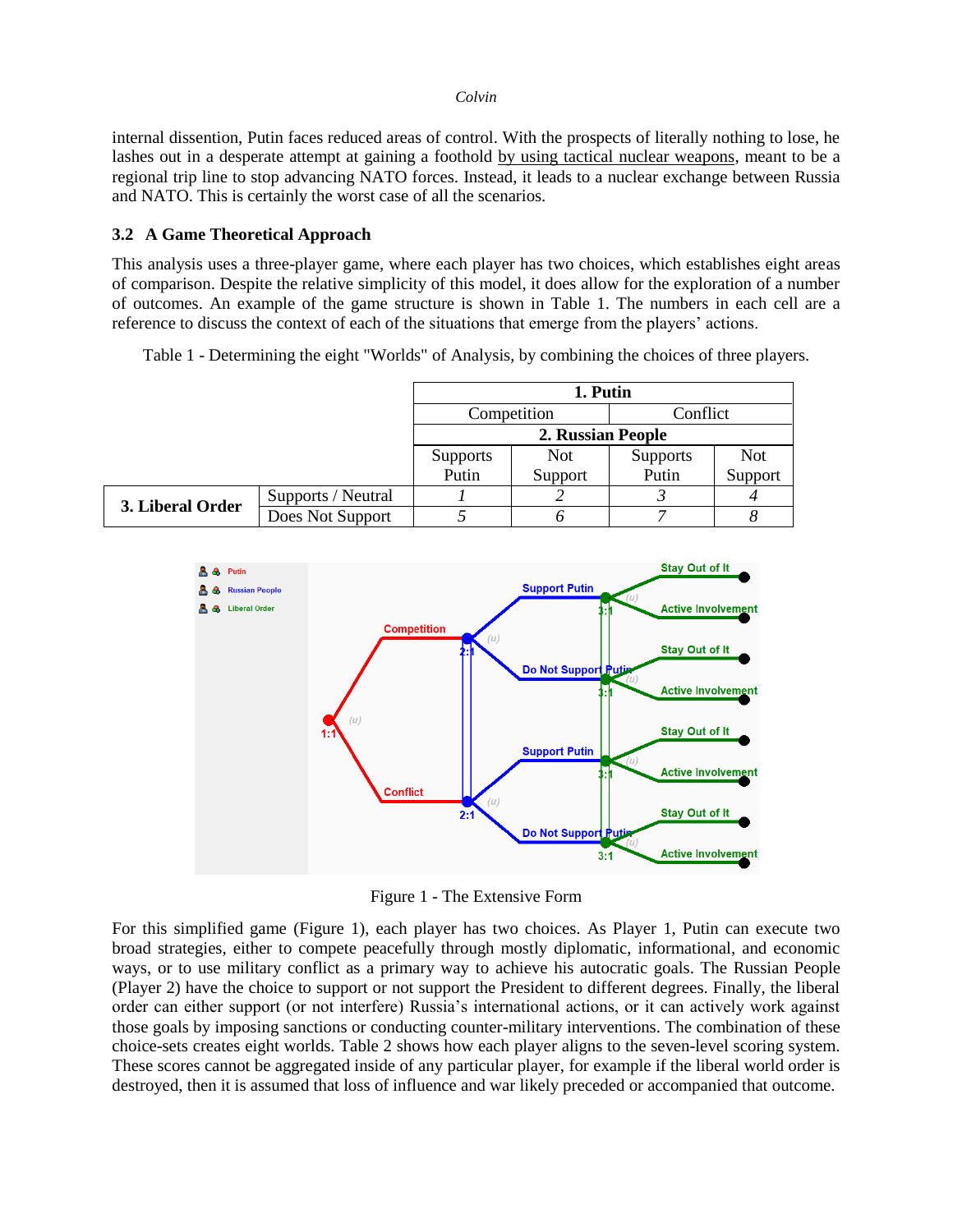internal dissention, Putin faces reduced areas of control. With the prospects of literally nothing to lose, he lashes out in a desperate attempt at gaining a foothold by using tactical nuclear weapons, meant to be a regional trip line to stop advancing NATO forces. Instead, it leads to a nuclear exchange between Russia and NATO. This is certainly the worst case of all the scenarios.

### 3.2 A Game Theoretical Approach

This analysis uses a three-player game, where each player has two choices, which establishes eight areas of comparison. Despite the relative simplicity of this model, it does allow for the exploration of a number of outcomes. An example of the game structure is shown in Table 1. The numbers in each cell are a reference to discuss the context of each of the situations that emerge from the players' actions.

Table 1 - Determining the eight "Worlds" of Analysis, by combining the choices of three players.

| | | **1. Putin** | | | |
|---|---|---|---|---|---|
| | | Competition | | Conflict | |
| | | **2. Russian People** | | | |
| | | Supports Putin | Not Support | Supports Putin | Not Support |
| **3. Liberal Order** | Supports / Neutral | *1* | *2* | *3* | *4* |
| | Does Not Support | *5* | *6* | *7* | *8* |

Figure 1 - The Extensive Form

For this simplified game (Figure 1), each player has two choices. As Player 1, Putin can execute two broad strategies, either to compete peacefully through mostly diplomatic, informational, and economic ways, or to use military conflict as a primary way to achieve his autocratic goals. The Russian People (Player 2) have the choice to support or not support the President to different degrees. Finally, the liberal order can either support (or not interfere) Russia's international actions, or it can actively work against those goals by imposing sanctions or conducting counter-military interventions. The combination of these choice-sets creates eight worlds. Table 2 shows how each player aligns to the seven-level scoring system. These scores cannot be aggregated inside of any particular player, for example if the liberal world order is destroyed, then it is assumed that loss of influence and war likely preceded or accompanied that outcome.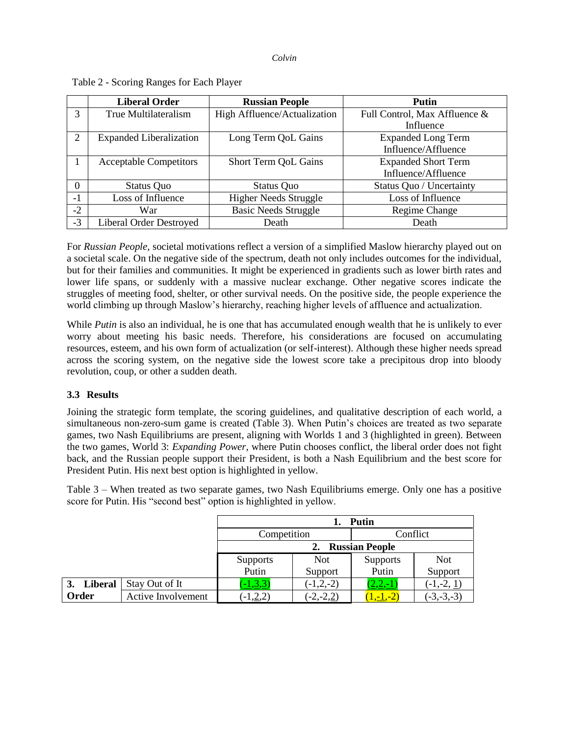Table 2 - Scoring Ranges for Each Player

| | Liberal Order | Russian People | Putin |
|---|---|---|---|
| 3 | True Multilateralism | High Affluence/Actualization | Full Control, Max Affluence & Influence |
| 2 | Expanded Liberalization | Long Term QoL Gains | Expanded Long Term Influence/Affluence |
| 1 | Acceptable Competitors | Short Term QoL Gains | Expanded Short Term Influence/Affluence |
| 0 | Status Quo | Status Quo | Status Quo / Uncertainty |
| -1 | Loss of Influence | Higher Needs Struggle | Loss of Influence |
| -2 | War | Basic Needs Struggle | Regime Change |
| -3 | Liberal Order Destroyed | Death | Death |

For *Russian People,* societal motivations reflect a version of a simplified Maslow hierarchy played out on a societal scale. On the negative side of the spectrum, death not only includes outcomes for the individual, but for their families and communities. It might be experienced in gradients such as lower birth rates and lower life spans, or suddenly with a massive nuclear exchange. Other negative scores indicate the struggles of meeting food, shelter, or other survival needs. On the positive side, the people experience the world climbing up through Maslow's hierarchy, reaching higher levels of affluence and actualization.

While *Putin* is also an individual, he is one that has accumulated enough wealth that he is unlikely to ever worry about meeting his basic needs. Therefore, his considerations are focused on accumulating resources, esteem, and his own form of actualization (or self-interest). Although these higher needs spread across the scoring system, on the negative side the lowest score take a precipitous drop into bloody revolution, coup, or other a sudden death.

### 3.3 Results

Joining the strategic form template, the scoring guidelines, and qualitative description of each world, a simultaneous non-zero-sum game is created (Table 3). When Putin's choices are treated as two separate games, two Nash Equilibriums are present, aligning with Worlds 1 and 3 (highlighted in green). Between the two games, World 3: *Expanding Power*, where Putin chooses conflict, the liberal order does not fight back, and the Russian people support their President, is both a Nash Equilibrium and the best score for President Putin. His next best option is highlighted in yellow.

Table 3 – When treated as two separate games, two Nash Equilibriums emerge. Only one has a positive score for Putin. His "second best" option is highlighted in yellow.

| | | **1. Putin** | | | |
|---|---|---|---|---|---|
| | | Competition | | Conflict | |
| | | **2. Russian People** | | | |
| | | Supports Putin | Not Support | Supports Putin | Not Support |
| **3. Liberal Order** | Stay Out of It | (-1,3,3) | (-1,2,-2) | (2,2,-1) | (-1,-2, 1) |
| | Active Involvement | (-1,2,2) | (-2,-2,2) | (1,-1,-2) | (-3,-3,-3) |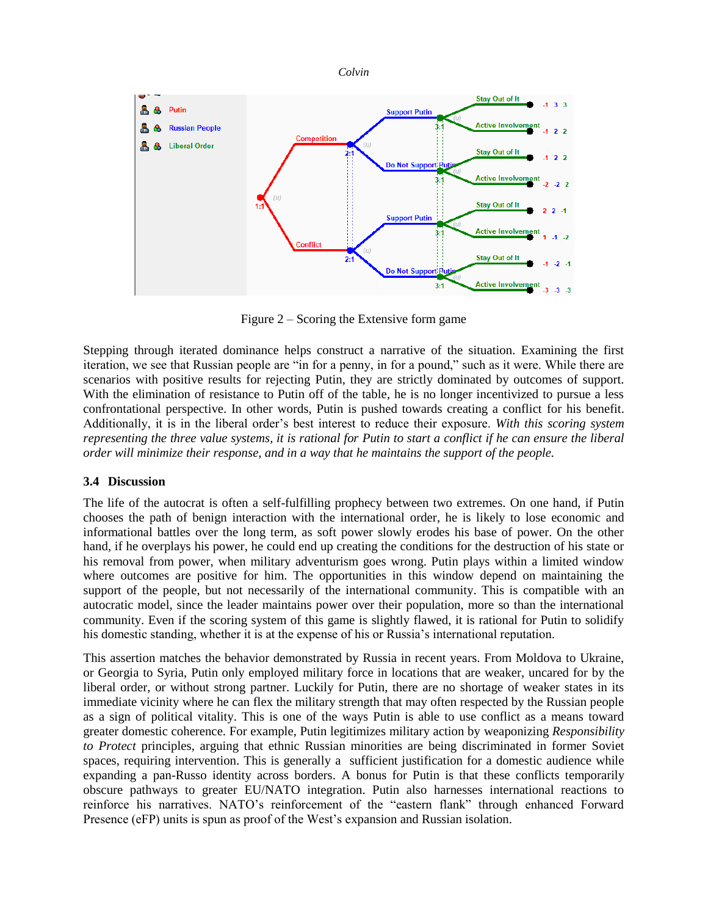Figure 2 – Scoring the Extensive form game

Stepping through iterated dominance helps construct a narrative of the situation. Examining the first iteration, we see that Russian people are "in for a penny, in for a pound," such as it were. While there are scenarios with positive results for rejecting Putin, they are strictly dominated by outcomes of support. With the elimination of resistance to Putin off of the table, he is no longer incentivized to pursue a less confrontational perspective. In other words, Putin is pushed towards creating a conflict for his benefit. Additionally, it is in the liberal order's best interest to reduce their exposure. *With this scoring system representing the three value systems, it is rational for Putin to start a conflict if he can ensure the liberal order will minimize their response, and in a way that he maintains the support of the people.*

### 3.4 Discussion

The life of the autocrat is often a self-fulfilling prophecy between two extremes. On one hand, if Putin chooses the path of benign interaction with the international order, he is likely to lose economic and informational battles over the long term, as soft power slowly erodes his base of power. On the other hand, if he overplays his power, he could end up creating the conditions for the destruction of his state or his removal from power, when military adventurism goes wrong. Putin plays within a limited window where outcomes are positive for him. The opportunities in this window depend on maintaining the support of the people, but not necessarily of the international community. This is compatible with an autocratic model, since the leader maintains power over their population, more so than the international community. Even if the scoring system of this game is slightly flawed, it is rational for Putin to solidify his domestic standing, whether it is at the expense of his or Russia's international reputation.

This assertion matches the behavior demonstrated by Russia in recent years. From Moldova to Ukraine, or Georgia to Syria, Putin only employed military force in locations that are weaker, uncared for by the liberal order, or without strong partner. Luckily for Putin, there are no shortage of weaker states in its immediate vicinity where he can flex the military strength that may often respected by the Russian people as a sign of political vitality. This is one of the ways Putin is able to use conflict as a means toward greater domestic coherence. For example, Putin legitimizes military action by weaponizing *Responsibility to Protect* principles, arguing that ethnic Russian minorities are being discriminated in former Soviet spaces, requiring intervention. This is generally a sufficient justification for a domestic audience while expanding a pan-Russo identity across borders. A bonus for Putin is that these conflicts temporarily obscure pathways to greater EU/NATO integration. Putin also harnesses international reactions to reinforce his narratives. NATO's reinforcement of the "eastern flank" through enhanced Forward Presence (eFP) units is spun as proof of the West's expansion and Russian isolation.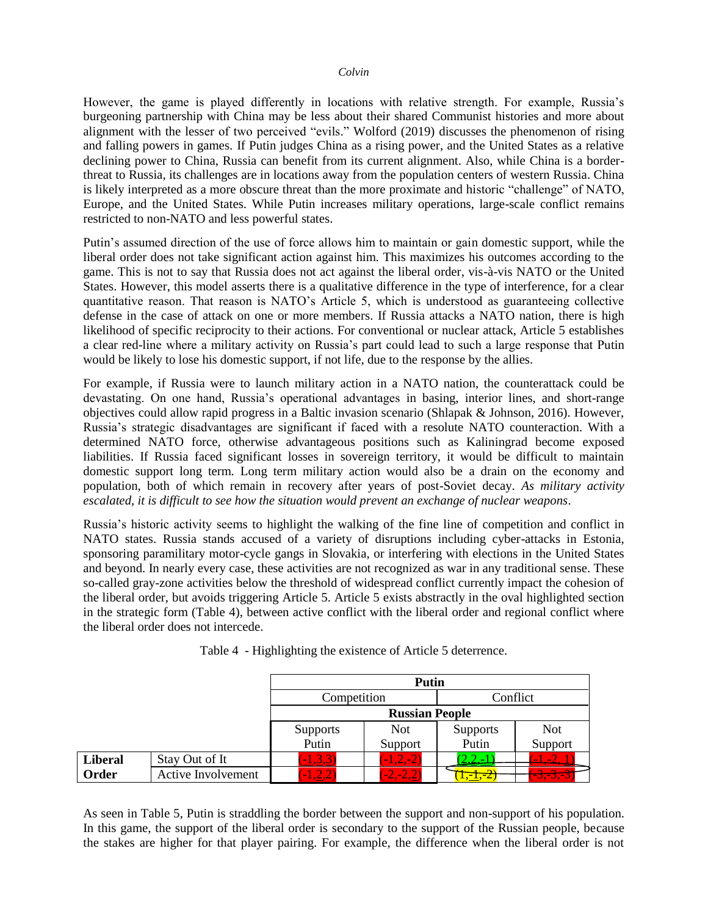However, the game is played differently in locations with relative strength. For example, Russia's burgeoning partnership with China may be less about their shared Communist histories and more about alignment with the lesser of two perceived "evils." Wolford (2019) discusses the phenomenon of rising and falling powers in games. If Putin judges China as a rising power, and the United States as a relative declining power to China, Russia can benefit from its current alignment. Also, while China is a border-threat to Russia, its challenges are in locations away from the population centers of western Russia. China is likely interpreted as a more obscure threat than the more proximate and historic "challenge" of NATO, Europe, and the United States. While Putin increases military operations, large-scale conflict remains restricted to non-NATO and less powerful states.

Putin's assumed direction of the use of force allows him to maintain or gain domestic support, while the liberal order does not take significant action against him. This maximizes his outcomes according to the game. This is not to say that Russia does not act against the liberal order, vis-à-vis NATO or the United States. However, this model asserts there is a qualitative difference in the type of interference, for a clear quantitative reason. That reason is NATO's Article 5, which is understood as guaranteeing collective defense in the case of attack on one or more members. If Russia attacks a NATO nation, there is high likelihood of specific reciprocity to their actions. For conventional or nuclear attack, Article 5 establishes a clear red-line where a military activity on Russia's part could lead to such a large response that Putin would be likely to lose his domestic support, if not life, due to the response by the allies.

For example, if Russia were to launch military action in a NATO nation, the counterattack could be devastating. On one hand, Russia's operational advantages in basing, interior lines, and short-range objectives could allow rapid progress in a Baltic invasion scenario (Shlapak & Johnson, 2016). However, Russia's strategic disadvantages are significant if faced with a resolute NATO counteraction. With a determined NATO force, otherwise advantageous positions such as Kaliningrad become exposed liabilities. If Russia faced significant losses in sovereign territory, it would be difficult to maintain domestic support long term. Long term military action would also be a drain on the economy and population, both of which remain in recovery after years of post-Soviet decay. *As military activity escalated, it is difficult to see how the situation would prevent an exchange of nuclear weapons*.

Russia's historic activity seems to highlight the walking of the fine line of competition and conflict in NATO states. Russia stands accused of a variety of disruptions including cyber-attacks in Estonia, sponsoring paramilitary motor-cycle gangs in Slovakia, or interfering with elections in the United States and beyond. In nearly every case, these activities are not recognized as war in any traditional sense. These so-called gray-zone activities below the threshold of widespread conflict currently impact the cohesion of the liberal order, but avoids triggering Article 5. Article 5 exists abstractly in the oval highlighted section in the strategic form (Table 4), between active conflict with the liberal order and regional conflict where the liberal order does not intercede.

Table 4 - Highlighting the existence of Article 5 deterrence.

| | | Putin | | | |
|---|---|---|---|---|---|
| | | Competition | | Conflict | |
| | | Russian People | | | |
| | | Supports Putin | Not Support | Supports Putin | Not Support |
| Liberal Order | Stay Out of It | (-1,3,3) | (-1,2,-2) | (2,2,-1) | (-1,-2,1) |
| | Active Involvement | (-1,2,2) | (-2,-2,2) | (1,-1,-2) | (-3,-3,-3) |

As seen in Table 5, Putin is straddling the border between the support and non-support of his population. In this game, the support of the liberal order is secondary to the support of the Russian people, because the stakes are higher for that player pairing. For example, the difference when the liberal order is not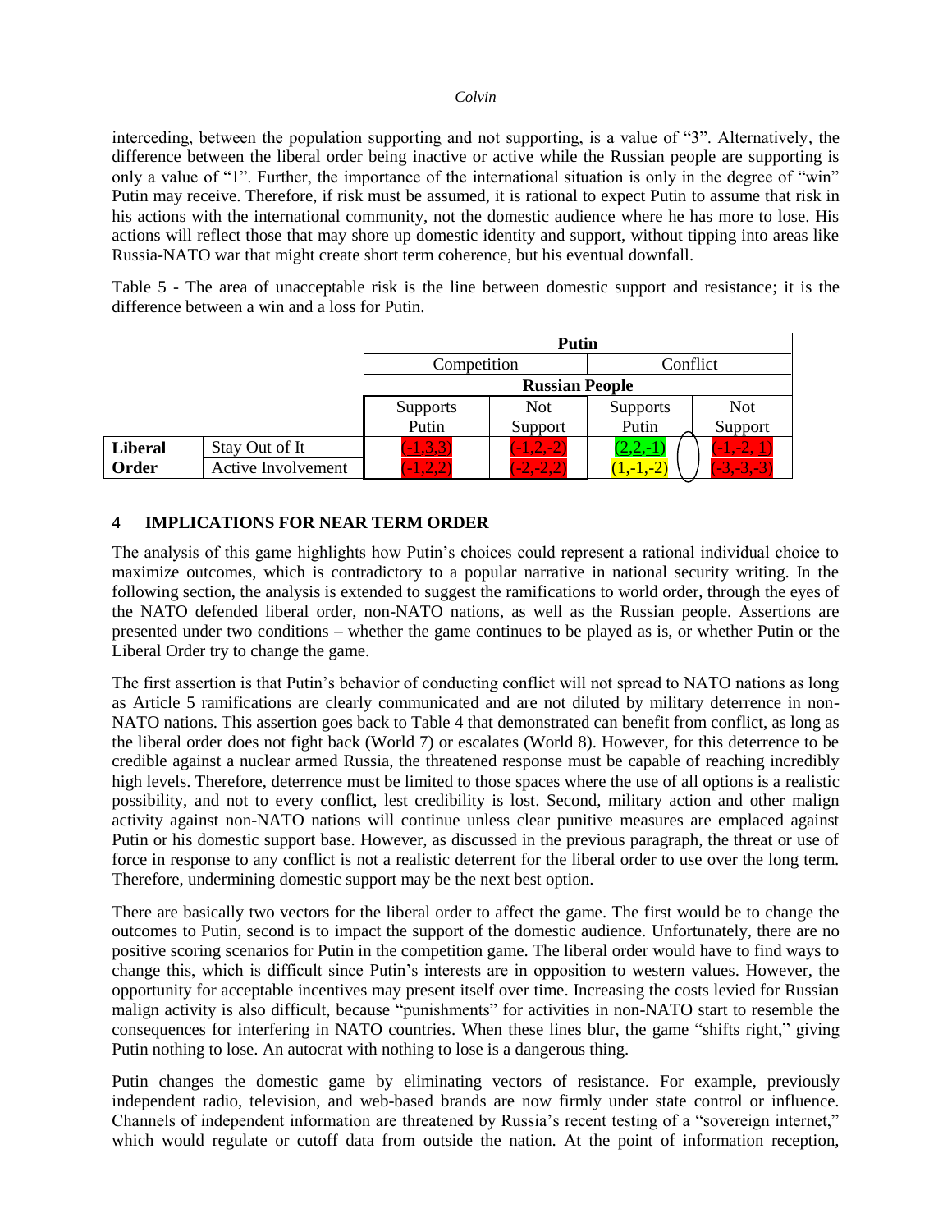interceding, between the population supporting and not supporting, is a value of "3". Alternatively, the difference between the liberal order being inactive or active while the Russian people are supporting is only a value of "1". Further, the importance of the international situation is only in the degree of "win" Putin may receive. Therefore, if risk must be assumed, it is rational to expect Putin to assume that risk in his actions with the international community, not the domestic audience where he has more to lose. His actions will reflect those that may shore up domestic identity and support, without tipping into areas like Russia-NATO war that might create short term coherence, but his eventual downfall.

Table 5 - The area of unacceptable risk is the line between domestic support and resistance; it is the difference between a win and a loss for Putin.

| | | **Putin** | | | |
|---|---|---|---|---|---|
| | | Competition | | Conflict | |
| | | **Russian People** | | | |
| | | Supports Putin | Not Support | Supports Putin | Not Support |
| **Liberal Order** | Stay Out of It | (-1,3,3) | (-1,2,-2) | (2,2,-1) | (-1,-2, 1) |
| | Active Involvement | (-1,2,2) | (-2,-2,2) | (1,-1,-2) | (-3,-3,-3) |

## 4 IMPLICATIONS FOR NEAR TERM ORDER

The analysis of this game highlights how Putin's choices could represent a rational individual choice to maximize outcomes, which is contradictory to a popular narrative in national security writing. In the following section, the analysis is extended to suggest the ramifications to world order, through the eyes of the NATO defended liberal order, non-NATO nations, as well as the Russian people. Assertions are presented under two conditions – whether the game continues to be played as is, or whether Putin or the Liberal Order try to change the game.

The first assertion is that Putin's behavior of conducting conflict will not spread to NATO nations as long as Article 5 ramifications are clearly communicated and are not diluted by military deterrence in non-NATO nations. This assertion goes back to Table 4 that demonstrated can benefit from conflict, as long as the liberal order does not fight back (World 7) or escalates (World 8). However, for this deterrence to be credible against a nuclear armed Russia, the threatened response must be capable of reaching incredibly high levels. Therefore, deterrence must be limited to those spaces where the use of all options is a realistic possibility, and not to every conflict, lest credibility is lost. Second, military action and other malign activity against non-NATO nations will continue unless clear punitive measures are emplaced against Putin or his domestic support base. However, as discussed in the previous paragraph, the threat or use of force in response to any conflict is not a realistic deterrent for the liberal order to use over the long term. Therefore, undermining domestic support may be the next best option.

There are basically two vectors for the liberal order to affect the game. The first would be to change the outcomes to Putin, second is to impact the support of the domestic audience. Unfortunately, there are no positive scoring scenarios for Putin in the competition game. The liberal order would have to find ways to change this, which is difficult since Putin's interests are in opposition to western values. However, the opportunity for acceptable incentives may present itself over time. Increasing the costs levied for Russian malign activity is also difficult, because "punishments" for activities in non-NATO start to resemble the consequences for interfering in NATO countries. When these lines blur, the game "shifts right," giving Putin nothing to lose. An autocrat with nothing to lose is a dangerous thing.

Putin changes the domestic game by eliminating vectors of resistance. For example, previously independent radio, television, and web-based brands are now firmly under state control or influence. Channels of independent information are threatened by Russia's recent testing of a "sovereign internet," which would regulate or cutoff data from outside the nation. At the point of information reception,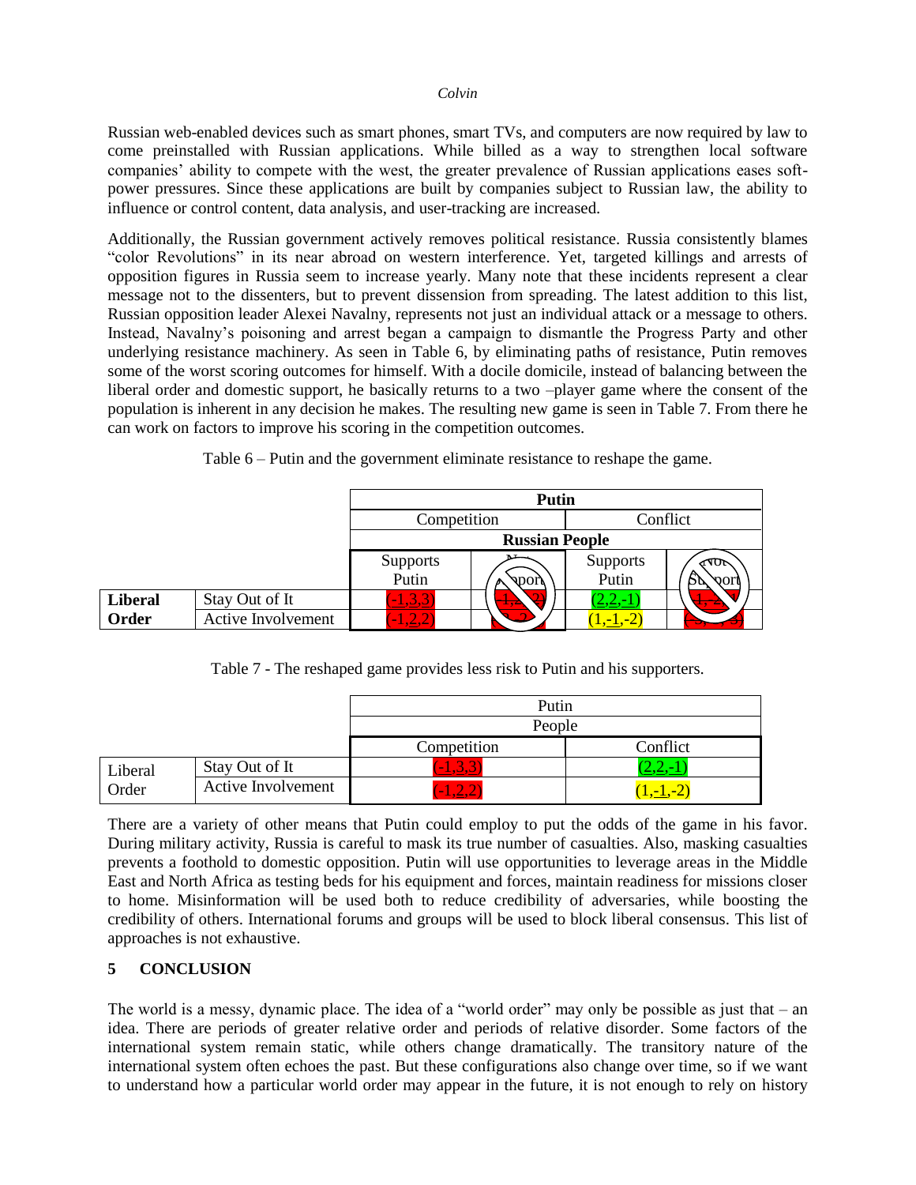Russian web-enabled devices such as smart phones, smart TVs, and computers are now required by law to come preinstalled with Russian applications. While billed as a way to strengthen local software companies' ability to compete with the west, the greater prevalence of Russian applications eases soft-power pressures. Since these applications are built by companies subject to Russian law, the ability to influence or control content, data analysis, and user-tracking are increased.

Additionally, the Russian government actively removes political resistance. Russia consistently blames "color Revolutions" in its near abroad on western interference. Yet, targeted killings and arrests of opposition figures in Russia seem to increase yearly. Many note that these incidents represent a clear message not to the dissenters, but to prevent dissension from spreading. The latest addition to this list, Russian opposition leader Alexei Navalny, represents not just an individual attack or a message to others. Instead, Navalny's poisoning and arrest began a campaign to dismantle the Progress Party and other underlying resistance machinery. As seen in Table 6, by eliminating paths of resistance, Putin removes some of the worst scoring outcomes for himself. With a docile domicile, instead of balancing between the liberal order and domestic support, he basically returns to a two –player game where the consent of the population is inherent in any decision he makes. The resulting new game is seen in Table 7. From there he can work on factors to improve his scoring in the competition outcomes.

Table 6 – Putin and the government eliminate resistance to reshape the game.

| | | **Putin** | | | |
|---|---|---|---|---|---|
| | | Competition | | Conflict | |
| | | **Russian People** | | | |
| | | Supports Putin | Not Support | Supports Putin | Not Support |
| **Liberal Order** | Stay Out of It | (-1,3,3) | (-1,-2,2) | (2,2,-1) | (-1,-2,-1) |
| | Active Involvement | (-1,2,2) | (-1,-2,2) | (1,-1,-2) | (-3,-2,-3) |

Table 7 - The reshaped game provides less risk to Putin and his supporters.

| | | Putin People | |
|---|---|---|---|
| | | Competition | Conflict |
| Liberal Order | Stay Out of It | (-1,3,3) | (2,2,-1) |
| | Active Involvement | (-1,2,2) | (1,-1,-2) |

There are a variety of other means that Putin could employ to put the odds of the game in his favor. During military activity, Russia is careful to mask its true number of casualties. Also, masking casualties prevents a foothold to domestic opposition. Putin will use opportunities to leverage areas in the Middle East and North Africa as testing beds for his equipment and forces, maintain readiness for missions closer to home. Misinformation will be used both to reduce credibility of adversaries, while boosting the credibility of others. International forums and groups will be used to block liberal consensus. This list of approaches is not exhaustive.

## 5 CONCLUSION

The world is a messy, dynamic place. The idea of a "world order" may only be possible as just that – an idea. There are periods of greater relative order and periods of relative disorder. Some factors of the international system remain static, while others change dramatically. The transitory nature of the international system often echoes the past. But these configurations also change over time, so if we want to understand how a particular world order may appear in the future, it is not enough to rely on history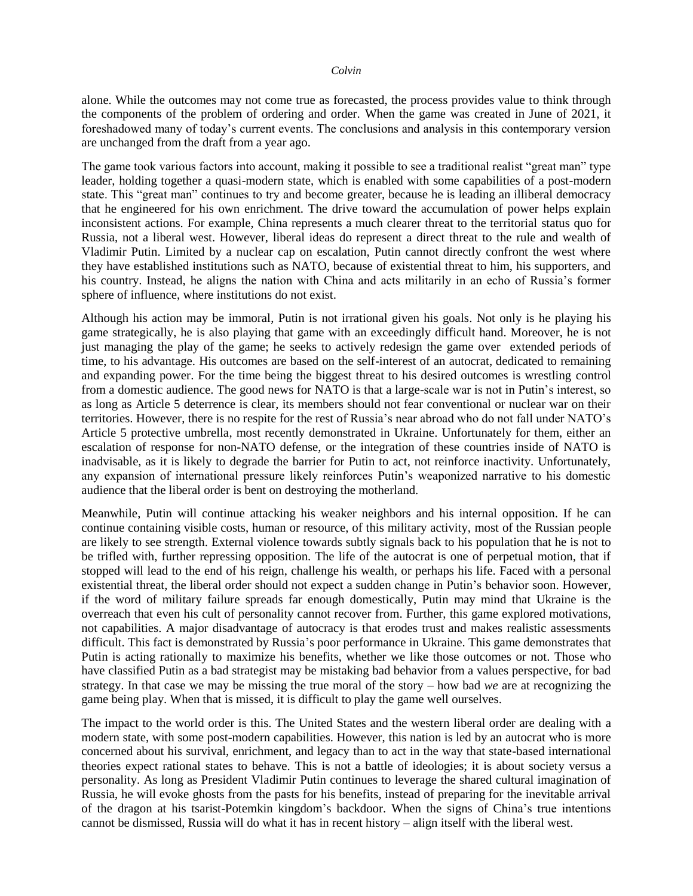alone. While the outcomes may not come true as forecasted, the process provides value to think through the components of the problem of ordering and order. When the game was created in June of 2021, it foreshadowed many of today's current events. The conclusions and analysis in this contemporary version are unchanged from the draft from a year ago.

The game took various factors into account, making it possible to see a traditional realist "great man" type leader, holding together a quasi-modern state, which is enabled with some capabilities of a post-modern state. This "great man" continues to try and become greater, because he is leading an illiberal democracy that he engineered for his own enrichment. The drive toward the accumulation of power helps explain inconsistent actions. For example, China represents a much clearer threat to the territorial status quo for Russia, not a liberal west. However, liberal ideas do represent a direct threat to the rule and wealth of Vladimir Putin. Limited by a nuclear cap on escalation, Putin cannot directly confront the west where they have established institutions such as NATO, because of existential threat to him, his supporters, and his country. Instead, he aligns the nation with China and acts militarily in an echo of Russia's former sphere of influence, where institutions do not exist.

Although his action may be immoral, Putin is not irrational given his goals. Not only is he playing his game strategically, he is also playing that game with an exceedingly difficult hand. Moreover, he is not just managing the play of the game; he seeks to actively redesign the game over extended periods of time, to his advantage. His outcomes are based on the self-interest of an autocrat, dedicated to remaining and expanding power. For the time being the biggest threat to his desired outcomes is wrestling control from a domestic audience. The good news for NATO is that a large-scale war is not in Putin's interest, so as long as Article 5 deterrence is clear, its members should not fear conventional or nuclear war on their territories. However, there is no respite for the rest of Russia's near abroad who do not fall under NATO's Article 5 protective umbrella, most recently demonstrated in Ukraine. Unfortunately for them, either an escalation of response for non-NATO defense, or the integration of these countries inside of NATO is inadvisable, as it is likely to degrade the barrier for Putin to act, not reinforce inactivity. Unfortunately, any expansion of international pressure likely reinforces Putin's weaponized narrative to his domestic audience that the liberal order is bent on destroying the motherland.

Meanwhile, Putin will continue attacking his weaker neighbors and his internal opposition. If he can continue containing visible costs, human or resource, of this military activity, most of the Russian people are likely to see strength. External violence towards subtly signals back to his population that he is not to be trifled with, further repressing opposition. The life of the autocrat is one of perpetual motion, that if stopped will lead to the end of his reign, challenge his wealth, or perhaps his life. Faced with a personal existential threat, the liberal order should not expect a sudden change in Putin's behavior soon. However, if the word of military failure spreads far enough domestically, Putin may mind that Ukraine is the overreach that even his cult of personality cannot recover from. Further, this game explored motivations, not capabilities. A major disadvantage of autocracy is that erodes trust and makes realistic assessments difficult. This fact is demonstrated by Russia's poor performance in Ukraine. This game demonstrates that Putin is acting rationally to maximize his benefits, whether we like those outcomes or not. Those who have classified Putin as a bad strategist may be mistaking bad behavior from a values perspective, for bad strategy. In that case we may be missing the true moral of the story – how bad *we* are at recognizing the game being play. When that is missed, it is difficult to play the game well ourselves.

The impact to the world order is this. The United States and the western liberal order are dealing with a modern state, with some post-modern capabilities. However, this nation is led by an autocrat who is more concerned about his survival, enrichment, and legacy than to act in the way that state-based international theories expect rational states to behave. This is not a battle of ideologies; it is about society versus a personality. As long as President Vladimir Putin continues to leverage the shared cultural imagination of Russia, he will evoke ghosts from the pasts for his benefits, instead of preparing for the inevitable arrival of the dragon at his tsarist-Potemkin kingdom's backdoor. When the signs of China's true intentions cannot be dismissed, Russia will do what it has in recent history – align itself with the liberal west.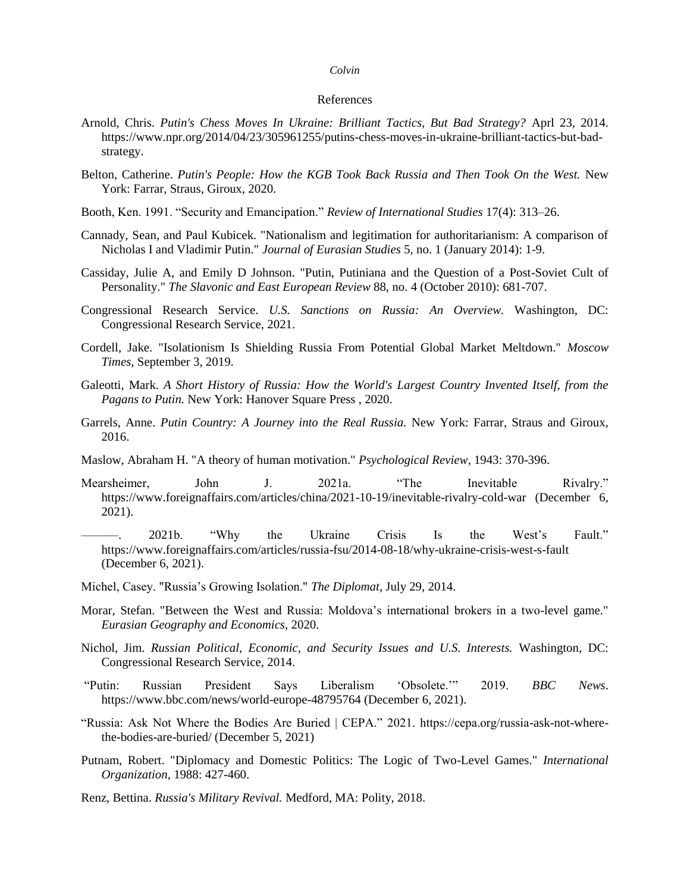References

Arnold, Chris. *Putin's Chess Moves In Ukraine: Brilliant Tactics, But Bad Strategy?* Aprl 23, 2014. https://www.npr.org/2014/04/23/305961255/putins-chess-moves-in-ukraine-brilliant-tactics-but-bad-strategy.

Belton, Catherine. *Putin's People: How the KGB Took Back Russia and Then Took On the West.* New York: Farrar, Straus, Giroux, 2020.

Booth, Ken. 1991. "Security and Emancipation." *Review of International Studies* 17(4): 313–26.

Cannady, Sean, and Paul Kubicek. "Nationalism and legitimation for authoritarianism: A comparison of Nicholas I and Vladimir Putin." *Journal of Eurasian Studies* 5, no. 1 (January 2014): 1-9.

Cassiday, Julie A, and Emily D Johnson. "Putin, Putiniana and the Question of a Post-Soviet Cult of Personality." *The Slavonic and East European Review* 88, no. 4 (October 2010): 681-707.

Congressional Research Service. *U.S. Sanctions on Russia: An Overview.* Washington, DC: Congressional Research Service, 2021.

Cordell, Jake. "Isolationism Is Shielding Russia From Potential Global Market Meltdown." *Moscow Times*, September 3, 2019.

Galeotti, Mark. *A Short History of Russia: How the World's Largest Country Invented Itself, from the Pagans to Putin.* New York: Hanover Square Press , 2020.

Garrels, Anne. *Putin Country: A Journey into the Real Russia.* New York: Farrar, Straus and Giroux, 2016.

Maslow, Abraham H. "A theory of human motivation." *Psychological Review*, 1943: 370-396.

Mearsheimer, John J. 2021a. "The Inevitable Rivalry." https://www.foreignaffairs.com/articles/china/2021-10-19/inevitable-rivalry-cold-war (December 6, 2021).

———. 2021b. "Why the Ukraine Crisis Is the West's Fault." https://www.foreignaffairs.com/articles/russia-fsu/2014-08-18/why-ukraine-crisis-west-s-fault (December 6, 2021).

Michel, Casey. "Russia's Growing Isolation." *The Diplomat*, July 29, 2014.

Morar, Stefan. "Between the West and Russia: Moldova's international brokers in a two-level game." *Eurasian Geography and Economics*, 2020.

Nichol, Jim. *Russian Political, Economic, and Security Issues and U.S. Interests.* Washington, DC: Congressional Research Service, 2014.

"Putin: Russian President Says Liberalism 'Obsolete.'" 2019. *BBC News*. https://www.bbc.com/news/world-europe-48795764 (December 6, 2021).

"Russia: Ask Not Where the Bodies Are Buried | CEPA." 2021. https://cepa.org/russia-ask-not-where-the-bodies-are-buried/ (December 5, 2021)

Putnam, Robert. "Diplomacy and Domestic Politics: The Logic of Two-Level Games." *International Organization*, 1988: 427-460.

Renz, Bettina. *Russia's Military Revival.* Medford, MA: Polity, 2018.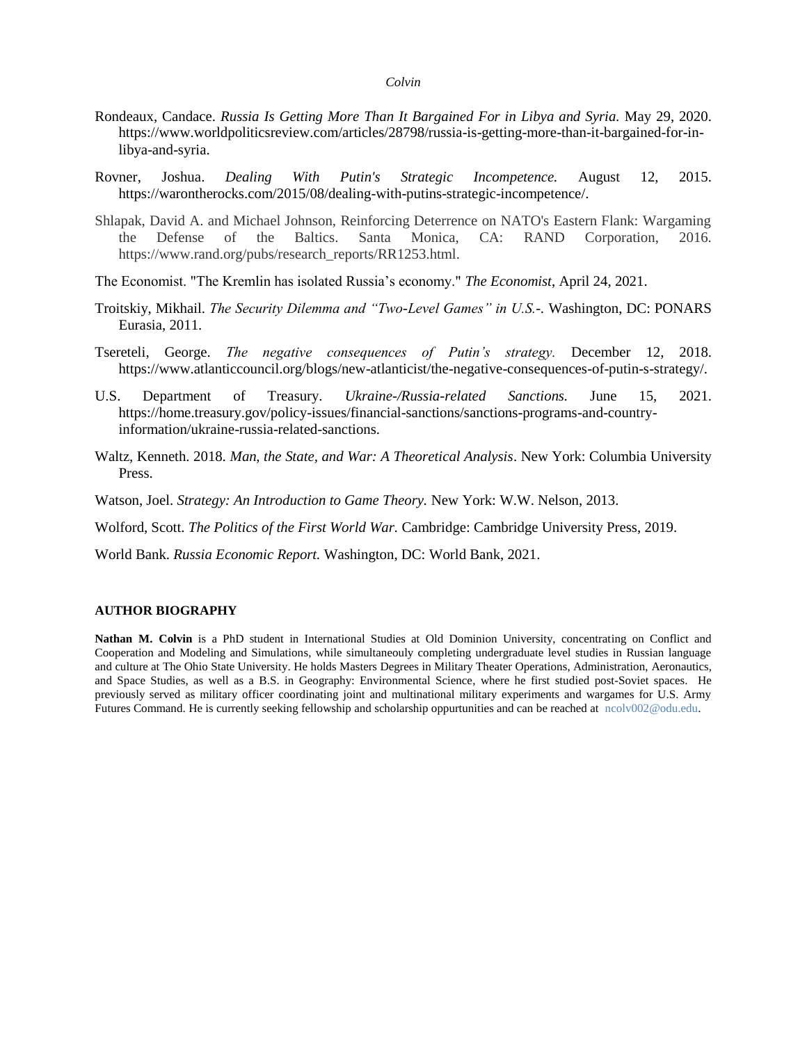Rondeaux, Candace. *Russia Is Getting More Than It Bargained For in Libya and Syria.* May 29, 2020. https://www.worldpoliticsreview.com/articles/28798/russia-is-getting-more-than-it-bargained-for-in-libya-and-syria.

Rovner, Joshua. *Dealing With Putin's Strategic Incompetence.* August 12, 2015. https://warontherocks.com/2015/08/dealing-with-putins-strategic-incompetence/.

Shlapak, David A. and Michael Johnson, Reinforcing Deterrence on NATO's Eastern Flank: Wargaming the Defense of the Baltics. Santa Monica, CA: RAND Corporation, 2016. https://www.rand.org/pubs/research_reports/RR1253.html.

The Economist. "The Kremlin has isolated Russia's economy." *The Economist*, April 24, 2021.

Troitskiy, Mikhail. *The Security Dilemma and "Two-Level Games" in U.S.-*. Washington, DC: PONARS Eurasia, 2011.

Tsereteli, George. *The negative consequences of Putin's strategy.* December 12, 2018. https://www.atlanticcouncil.org/blogs/new-atlanticist/the-negative-consequences-of-putin-s-strategy/.

U.S. Department of Treasury. *Ukraine-/Russia-related Sanctions.* June 15, 2021. https://home.treasury.gov/policy-issues/financial-sanctions/sanctions-programs-and-country-information/ukraine-russia-related-sanctions.

Waltz, Kenneth. 2018. *Man, the State, and War: A Theoretical Analysis*. New York: Columbia University Press.

Watson, Joel. *Strategy: An Introduction to Game Theory.* New York: W.W. Nelson, 2013.

Wolford, Scott. *The Politics of the First World War.* Cambridge: Cambridge University Press, 2019.

World Bank. *Russia Economic Report.* Washington, DC: World Bank, 2021.

## AUTHOR BIOGRAPHY

**Nathan M. Colvin** is a PhD student in International Studies at Old Dominion University, concentrating on Conflict and Cooperation and Modeling and Simulations, while simultaneouly completing undergraduate level studies in Russian language and culture at The Ohio State University. He holds Masters Degrees in Military Theater Operations, Administration, Aeronautics, and Space Studies, as well as a B.S. in Geography: Environmental Science, where he first studied post-Soviet spaces. He previously served as military officer coordinating joint and multinational military experiments and wargames for U.S. Army Futures Command. He is currently seeking fellowship and scholarship oppurtunities and can be reached at ncolv002@odu.edu.